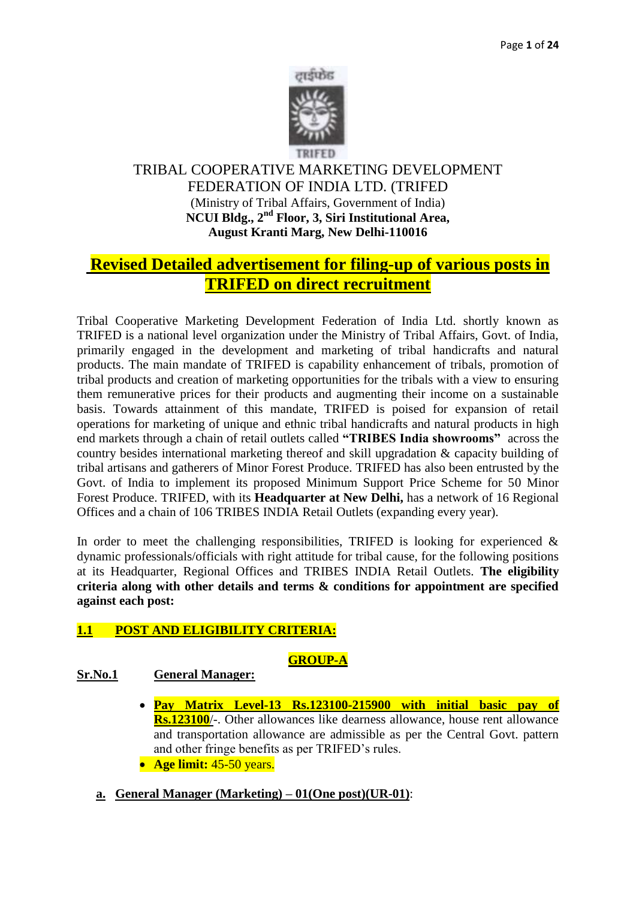# TRIBAL COOPERATIVE MARKETING DEVELOPMENT FEDERATION OF INDIA LTD. (TRIFED

(Ministry of Tribal Affairs, Government of India)

**NCUI Bldg., 2nd Floor, 3, Siri Institutional Area, August Kranti Marg, New Delhi-110016**

## Revised Detailed advertisement for filing-up of various posts in TRIFED on direct recruitment

Tribal Cooperative Marketing Development Federation of India Ltd. shortly known as TRIFED is a national level organization under the Ministry of Tribal Affairs, Govt. of India, primarily engaged in the development and marketing of tribal handicrafts and natural products. The main mandate of TRIFED is capability enhancement of tribals, promotion of tribal products and creation of marketing opportunities for the tribals with a view to ensuring them remunerative prices for their products and augmenting their income on a sustainable basis. Towards attainment of this mandate, TRIFED is poised for expansion of retail operations for marketing of unique and ethnic tribal handicrafts and natural products in high end markets through a chain of retail outlets called **"TRIBES India showrooms"** across the country besides international marketing thereof and skill upgradation & capacity building of tribal artisans and gatherers of Minor Forest Produce. TRIFED has also been entrusted by the Govt. of India to implement its proposed Minimum Support Price Scheme for 50 Minor Forest Produce. TRIFED, with its **Headquarter at New Delhi,** has a network of 16 Regional Offices and a chain of 106 TRIBES INDIA Retail Outlets (expanding every year).

In order to meet the challenging responsibilities, TRIFED is looking for experienced & dynamic professionals/officials with right attitude for tribal cause, for the following positions at its Headquarter, Regional Offices and TRIBES INDIA Retail Outlets. **The eligibility criteria along with other details and terms & conditions for appointment are specified against each post:**

### 1.1 POST AND ELIGIBILITY CRITERIA:

#### GROUP-A

**Sr.No.1 General Manager:**

- **Pay Matrix Level-13 Rs.123100-215900 with initial basic pay of Rs.123100**/-. Other allowances like dearness allowance, house rent allowance and transportation allowance are admissible as per the Central Govt. pattern and other fringe benefits as per TRIFED's rules.
- **Age limit:** 45-50 years.

**a. General Manager (Marketing) – 01(One post)(UR-01)**: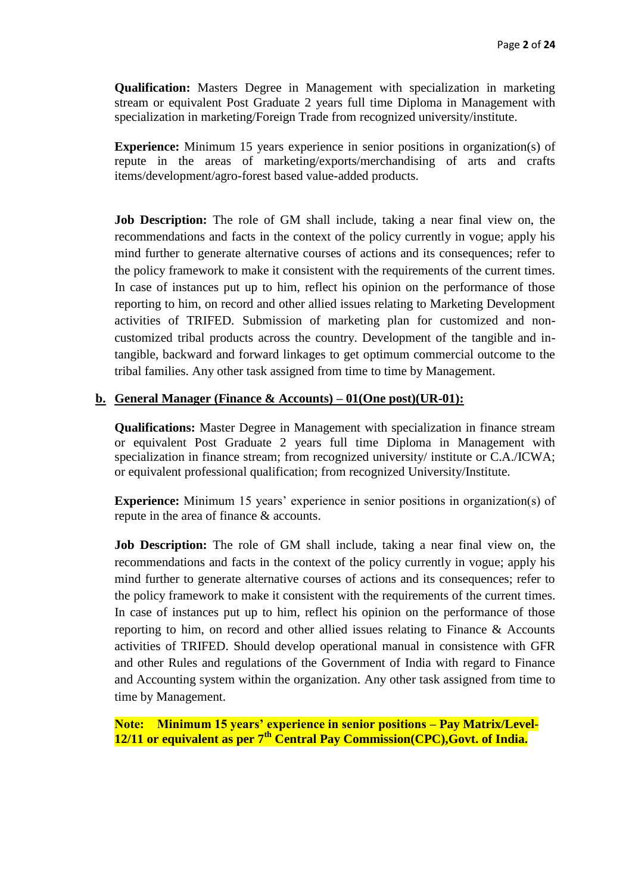**Qualification:** Masters Degree in Management with specialization in marketing stream or equivalent Post Graduate 2 years full time Diploma in Management with specialization in marketing/Foreign Trade from recognized university/institute.

**Experience:** Minimum 15 years experience in senior positions in organization(s) of repute in the areas of marketing/exports/merchandising of arts and crafts items/development/agro-forest based value-added products.

**Job Description:** The role of GM shall include, taking a near final view on, the recommendations and facts in the context of the policy currently in vogue; apply his mind further to generate alternative courses of actions and its consequences; refer to the policy framework to make it consistent with the requirements of the current times. In case of instances put up to him, reflect his opinion on the performance of those reporting to him, on record and other allied issues relating to Marketing Development activities of TRIFED. Submission of marketing plan for customized and non-customized tribal products across the country. Development of the tangible and in-tangible, backward and forward linkages to get optimum commercial outcome to the tribal families. Any other task assigned from time to time by Management.

**b. General Manager (Finance & Accounts) – 01(One post)(UR-01):**

**Qualifications:** Master Degree in Management with specialization in finance stream or equivalent Post Graduate 2 years full time Diploma in Management with specialization in finance stream; from recognized university/ institute or C.A./ICWA; or equivalent professional qualification; from recognized University/Institute.

**Experience:** Minimum 15 years' experience in senior positions in organization(s) of repute in the area of finance & accounts.

**Job Description:** The role of GM shall include, taking a near final view on, the recommendations and facts in the context of the policy currently in vogue; apply his mind further to generate alternative courses of actions and its consequences; refer to the policy framework to make it consistent with the requirements of the current times. In case of instances put up to him, reflect his opinion on the performance of those reporting to him, on record and other allied issues relating to Finance & Accounts activities of TRIFED. Should develop operational manual in consistence with GFR and other Rules and regulations of the Government of India with regard to Finance and Accounting system within the organization. Any other task assigned from time to time by Management.

**Note: Minimum 15 years' experience in senior positions – Pay Matrix/Level-12/11 or equivalent as per 7th Central Pay Commission(CPC),Govt. of India.**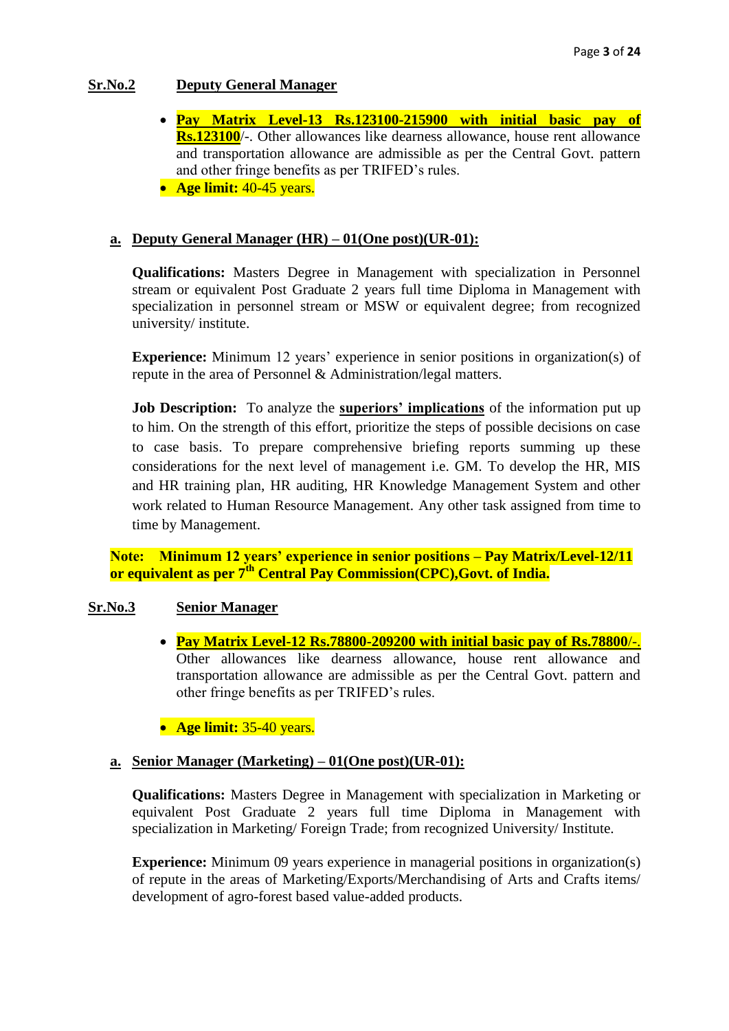**Sr.No.2 Deputy General Manager**

- **Pay Matrix Level-13 Rs.123100-215900 with initial basic pay of Rs.123100**/-. Other allowances like dearness allowance, house rent allowance and transportation allowance are admissible as per the Central Govt. pattern and other fringe benefits as per TRIFED's rules.
- **Age limit:** 40-45 years.

**a. Deputy General Manager (HR) – 01(One post)(UR-01):**

**Qualifications:** Masters Degree in Management with specialization in Personnel stream or equivalent Post Graduate 2 years full time Diploma in Management with specialization in personnel stream or MSW or equivalent degree; from recognized university/ institute.

**Experience:** Minimum 12 years' experience in senior positions in organization(s) of repute in the area of Personnel & Administration/legal matters.

**Job Description:** To analyze the **superiors' implications** of the information put up to him. On the strength of this effort, prioritize the steps of possible decisions on case to case basis. To prepare comprehensive briefing reports summing up these considerations for the next level of management i.e. GM. To develop the HR, MIS and HR training plan, HR auditing, HR Knowledge Management System and other work related to Human Resource Management. Any other task assigned from time to time by Management.

**Note: Minimum 12 years' experience in senior positions – Pay Matrix/Level-12/11 or equivalent as per 7th Central Pay Commission(CPC),Govt. of India.**

**Sr.No.3 Senior Manager**

- **Pay Matrix Level-12 Rs.78800-209200 with initial basic pay of Rs.78800**/-. Other allowances like dearness allowance, house rent allowance and transportation allowance are admissible as per the Central Govt. pattern and other fringe benefits as per TRIFED's rules.

- **Age limit:** 35-40 years.

**a. Senior Manager (Marketing) – 01(One post)(UR-01):**

**Qualifications:** Masters Degree in Management with specialization in Marketing or equivalent Post Graduate 2 years full time Diploma in Management with specialization in Marketing/ Foreign Trade; from recognized University/ Institute.

**Experience:** Minimum 09 years experience in managerial positions in organization(s) of repute in the areas of Marketing/Exports/Merchandising of Arts and Crafts items/ development of agro-forest based value-added products.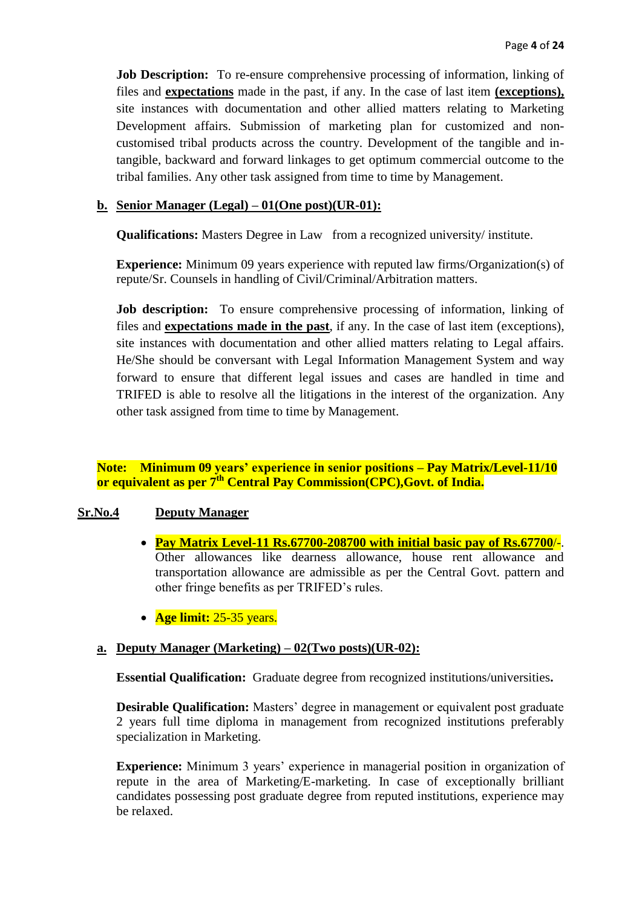**Job Description:** To re-ensure comprehensive processing of information, linking of files and **expectations** made in the past, if any. In the case of last item **(exceptions),** site instances with documentation and other allied matters relating to Marketing Development affairs. Submission of marketing plan for customized and non-customised tribal products across the country. Development of the tangible and in-tangible, backward and forward linkages to get optimum commercial outcome to the tribal families. Any other task assigned from time to time by Management.

**b. Senior Manager (Legal) – 01(One post)(UR-01):**

**Qualifications:** Masters Degree in Law from a recognized university/ institute.

**Experience:** Minimum 09 years experience with reputed law firms/Organization(s) of repute/Sr. Counsels in handling of Civil/Criminal/Arbitration matters.

**Job description:** To ensure comprehensive processing of information, linking of files and **expectations made in the past**, if any. In the case of last item (exceptions), site instances with documentation and other allied matters relating to Legal affairs. He/She should be conversant with Legal Information Management System and way forward to ensure that different legal issues and cases are handled in time and TRIFED is able to resolve all the litigations in the interest of the organization. Any other task assigned from time to time by Management.

**Note: Minimum 09 years' experience in senior positions – Pay Matrix/Level-11/10 or equivalent as per 7th Central Pay Commission(CPC),Govt. of India.**

**Sr.No.4 Deputy Manager**

- **Pay Matrix Level-11 Rs.67700-208700 with initial basic pay of Rs.67700/-**. Other allowances like dearness allowance, house rent allowance and transportation allowance are admissible as per the Central Govt. pattern and other fringe benefits as per TRIFED's rules.
- **Age limit:** 25-35 years.

**a. Deputy Manager (Marketing) – 02(Two posts)(UR-02):**

**Essential Qualification:** Graduate degree from recognized institutions/universities**.**

**Desirable Qualification:** Masters' degree in management or equivalent post graduate 2 years full time diploma in management from recognized institutions preferably specialization in Marketing.

**Experience:** Minimum 3 years' experience in managerial position in organization of repute in the area of Marketing/E-marketing. In case of exceptionally brilliant candidates possessing post graduate degree from reputed institutions, experience may be relaxed.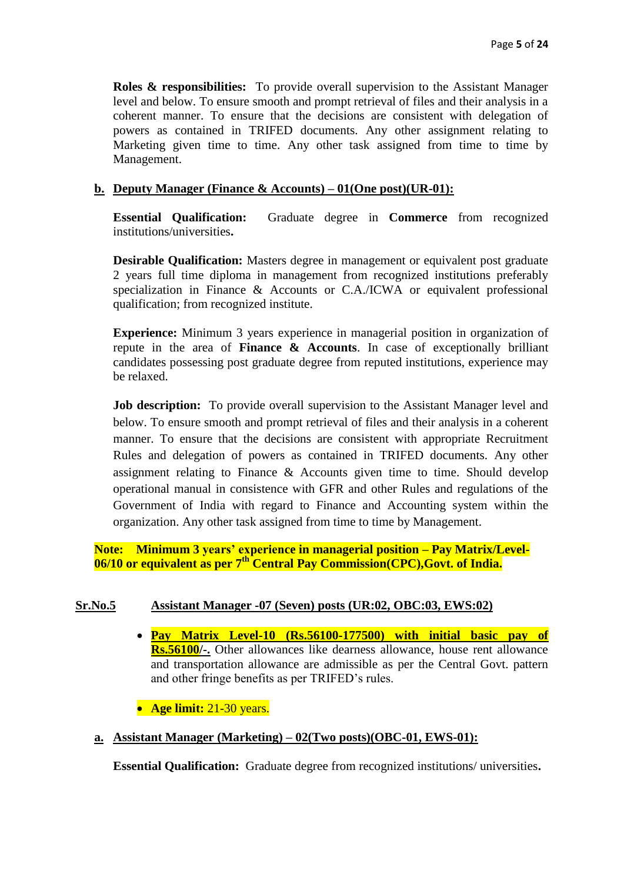**Roles & responsibilities:** To provide overall supervision to the Assistant Manager level and below. To ensure smooth and prompt retrieval of files and their analysis in a coherent manner. To ensure that the decisions are consistent with delegation of powers as contained in TRIFED documents. Any other assignment relating to Marketing given time to time. Any other task assigned from time to time by Management.

**b. Deputy Manager (Finance & Accounts) – 01(One post)(UR-01):**

**Essential Qualification:** Graduate degree in **Commerce** from recognized institutions/universities**.**

**Desirable Qualification:** Masters degree in management or equivalent post graduate 2 years full time diploma in management from recognized institutions preferably specialization in Finance & Accounts or C.A./ICWA or equivalent professional qualification; from recognized institute.

**Experience:** Minimum 3 years experience in managerial position in organization of repute in the area of **Finance & Accounts**. In case of exceptionally brilliant candidates possessing post graduate degree from reputed institutions, experience may be relaxed.

**Job description:** To provide overall supervision to the Assistant Manager level and below. To ensure smooth and prompt retrieval of files and their analysis in a coherent manner. To ensure that the decisions are consistent with appropriate Recruitment Rules and delegation of powers as contained in TRIFED documents. Any other assignment relating to Finance & Accounts given time to time. Should develop operational manual in consistence with GFR and other Rules and regulations of the Government of India with regard to Finance and Accounting system within the organization. Any other task assigned from time to time by Management.

**Note: Minimum 3 years' experience in managerial position – Pay Matrix/Level-06/10 or equivalent as per 7th Central Pay Commission(CPC),Govt. of India.**

**Sr.No.5 Assistant Manager -07 (Seven) posts (UR:02, OBC:03, EWS:02)**

- **Pay Matrix Level-10 (Rs.56100-177500) with initial basic pay of Rs.56100/-.** Other allowances like dearness allowance, house rent allowance and transportation allowance are admissible as per the Central Govt. pattern and other fringe benefits as per TRIFED's rules.
- **Age limit:** 21-30 years.

**a. Assistant Manager (Marketing) – 02(Two posts)(OBC-01, EWS-01):**

**Essential Qualification:** Graduate degree from recognized institutions/ universities**.**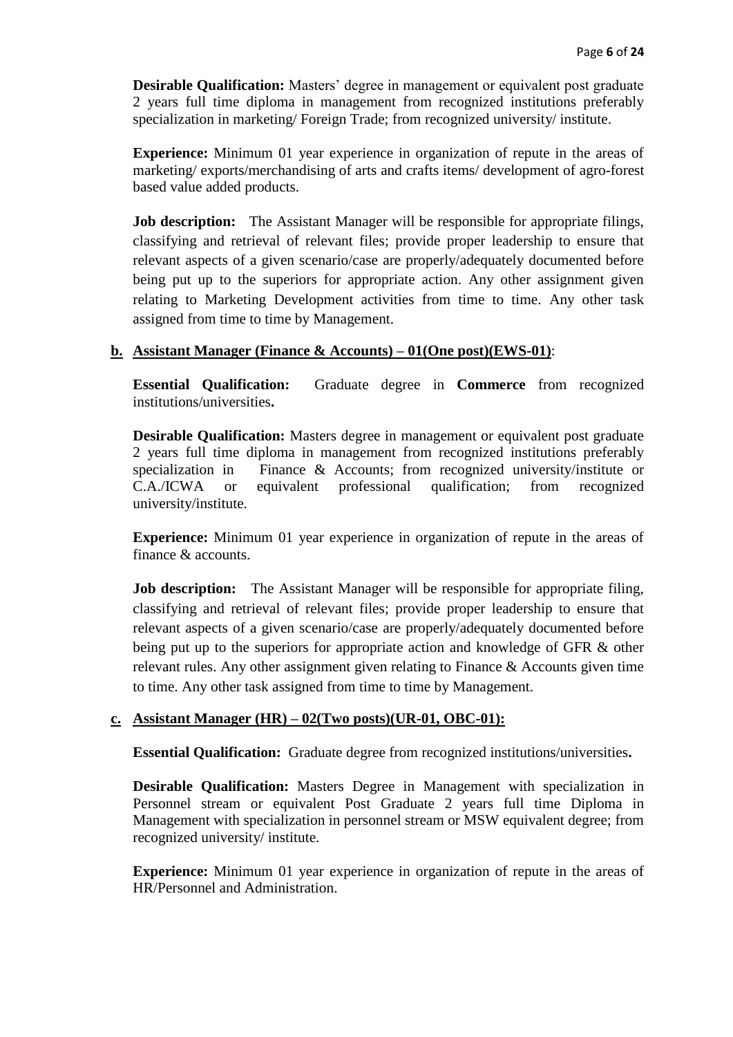**Desirable Qualification:** Masters' degree in management or equivalent post graduate 2 years full time diploma in management from recognized institutions preferably specialization in marketing/ Foreign Trade; from recognized university/ institute.

**Experience:** Minimum 01 year experience in organization of repute in the areas of marketing/ exports/merchandising of arts and crafts items/ development of agro-forest based value added products.

**Job description:** The Assistant Manager will be responsible for appropriate filings, classifying and retrieval of relevant files; provide proper leadership to ensure that relevant aspects of a given scenario/case are properly/adequately documented before being put up to the superiors for appropriate action. Any other assignment given relating to Marketing Development activities from time to time. Any other task assigned from time to time by Management.

**b. <u>Assistant Manager (Finance & Accounts) – 01(One post)(EWS-01)</u>**:

**Essential Qualification:** Graduate degree in **Commerce** from recognized institutions/universities**.**

**Desirable Qualification:** Masters degree in management or equivalent post graduate 2 years full time diploma in management from recognized institutions preferably specialization in Finance & Accounts; from recognized university/institute or C.A./ICWA or equivalent professional qualification; from recognized university/institute.

**Experience:** Minimum 01 year experience in organization of repute in the areas of finance & accounts.

**Job description:** The Assistant Manager will be responsible for appropriate filing, classifying and retrieval of relevant files; provide proper leadership to ensure that relevant aspects of a given scenario/case are properly/adequately documented before being put up to the superiors for appropriate action and knowledge of GFR & other relevant rules. Any other assignment given relating to Finance & Accounts given time to time. Any other task assigned from time to time by Management.

**c. <u>Assistant Manager (HR) – 02(Two posts)(UR-01, OBC-01):</u>**

**Essential Qualification:** Graduate degree from recognized institutions/universities**.**

**Desirable Qualification:** Masters Degree in Management with specialization in Personnel stream or equivalent Post Graduate 2 years full time Diploma in Management with specialization in personnel stream or MSW equivalent degree; from recognized university/ institute.

**Experience:** Minimum 01 year experience in organization of repute in the areas of HR/Personnel and Administration.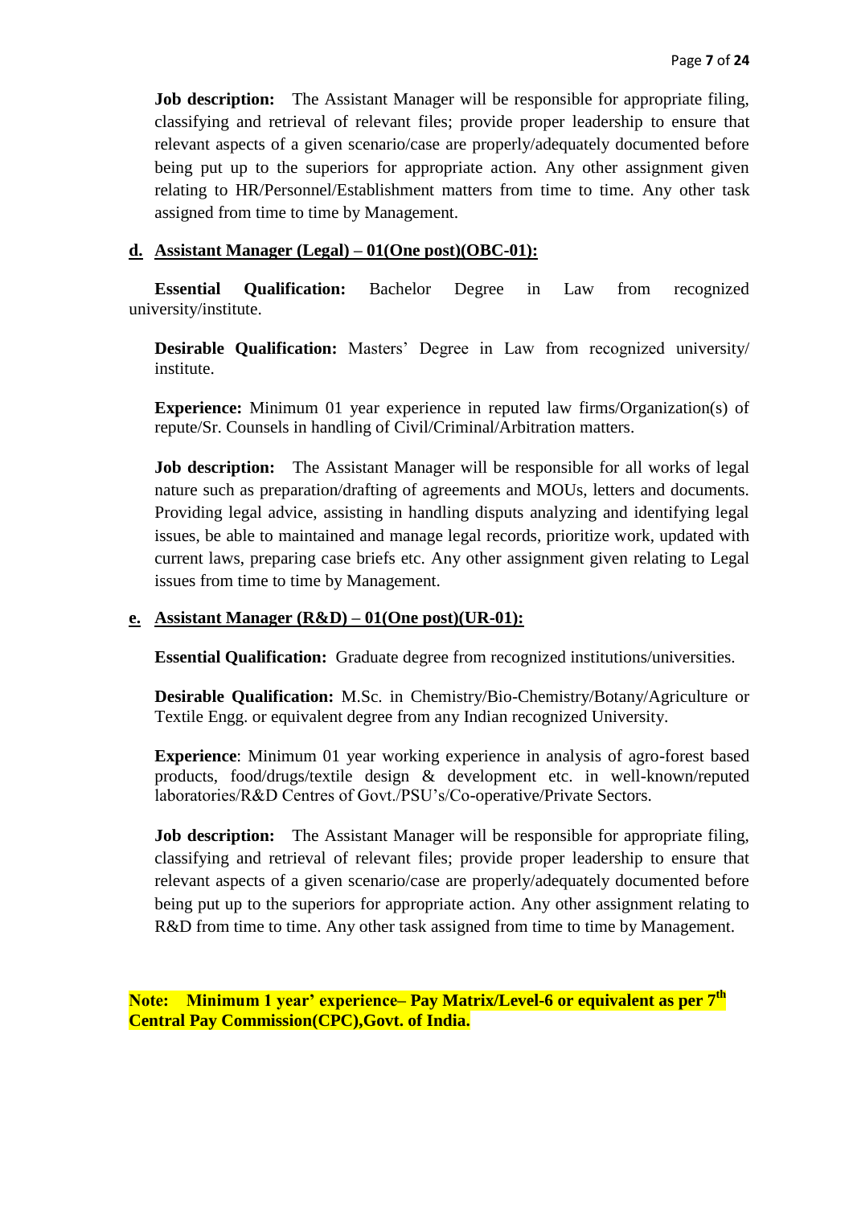**Job description:** The Assistant Manager will be responsible for appropriate filing, classifying and retrieval of relevant files; provide proper leadership to ensure that relevant aspects of a given scenario/case are properly/adequately documented before being put up to the superiors for appropriate action. Any other assignment given relating to HR/Personnel/Establishment matters from time to time. Any other task assigned from time to time by Management.

**d. Assistant Manager (Legal) – 01(One post)(OBC-01):**

**Essential Qualification:** Bachelor Degree in Law from recognized university/institute.

**Desirable Qualification:** Masters' Degree in Law from recognized university/ institute.

**Experience:** Minimum 01 year experience in reputed law firms/Organization(s) of repute/Sr. Counsels in handling of Civil/Criminal/Arbitration matters.

**Job description:** The Assistant Manager will be responsible for all works of legal nature such as preparation/drafting of agreements and MOUs, letters and documents. Providing legal advice, assisting in handling disputs analyzing and identifying legal issues, be able to maintained and manage legal records, prioritize work, updated with current laws, preparing case briefs etc. Any other assignment given relating to Legal issues from time to time by Management.

**e. Assistant Manager (R&D) – 01(One post)(UR-01):**

**Essential Qualification:** Graduate degree from recognized institutions/universities.

**Desirable Qualification:** M.Sc. in Chemistry/Bio-Chemistry/Botany/Agriculture or Textile Engg. or equivalent degree from any Indian recognized University.

**Experience**: Minimum 01 year working experience in analysis of agro-forest based products, food/drugs/textile design & development etc. in well-known/reputed laboratories/R&D Centres of Govt./PSU's/Co-operative/Private Sectors.

**Job description:** The Assistant Manager will be responsible for appropriate filing, classifying and retrieval of relevant files; provide proper leadership to ensure that relevant aspects of a given scenario/case are properly/adequately documented before being put up to the superiors for appropriate action. Any other assignment relating to R&D from time to time. Any other task assigned from time to time by Management.

**Note: Minimum 1 year' experience– Pay Matrix/Level-6 or equivalent as per 7th Central Pay Commission(CPC),Govt. of India.**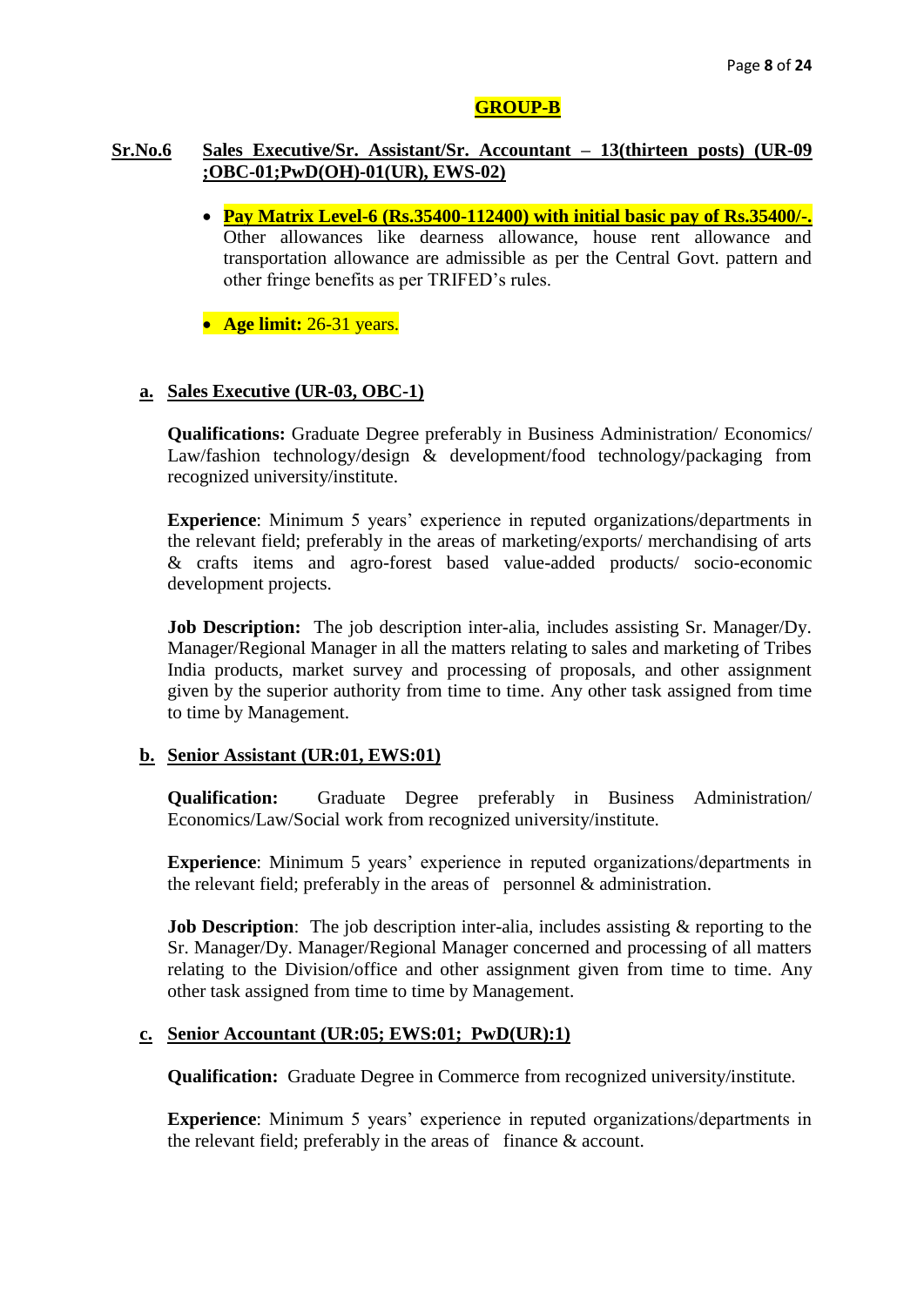## GROUP-B

### Sr.No.6 Sales Executive/Sr. Assistant/Sr. Accountant – 13(thirteen posts) (UR-09 ;OBC-01;PwD(OH)-01(UR), EWS-02)

- **Pay Matrix Level-6 (Rs.35400-112400) with initial basic pay of Rs.35400/-.** Other allowances like dearness allowance, house rent allowance and transportation allowance are admissible as per the Central Govt. pattern and other fringe benefits as per TRIFED's rules.
- **Age limit:** 26-31 years.

#### a. Sales Executive (UR-03, OBC-1)

**Qualifications:** Graduate Degree preferably in Business Administration/ Economics/ Law/fashion technology/design & development/food technology/packaging from recognized university/institute.

**Experience**: Minimum 5 years' experience in reputed organizations/departments in the relevant field; preferably in the areas of marketing/exports/ merchandising of arts & crafts items and agro-forest based value-added products/ socio-economic development projects.

**Job Description:** The job description inter-alia, includes assisting Sr. Manager/Dy. Manager/Regional Manager in all the matters relating to sales and marketing of Tribes India products, market survey and processing of proposals, and other assignment given by the superior authority from time to time. Any other task assigned from time to time by Management.

#### b. Senior Assistant (UR:01, EWS:01)

**Qualification:** Graduate Degree preferably in Business Administration/ Economics/Law/Social work from recognized university/institute.

**Experience**: Minimum 5 years' experience in reputed organizations/departments in the relevant field; preferably in the areas of personnel & administration.

**Job Description**: The job description inter-alia, includes assisting & reporting to the Sr. Manager/Dy. Manager/Regional Manager concerned and processing of all matters relating to the Division/office and other assignment given from time to time. Any other task assigned from time to time by Management.

#### c. Senior Accountant (UR:05; EWS:01; PwD(UR):1)

**Qualification:** Graduate Degree in Commerce from recognized university/institute.

**Experience**: Minimum 5 years' experience in reputed organizations/departments in the relevant field; preferably in the areas of finance & account.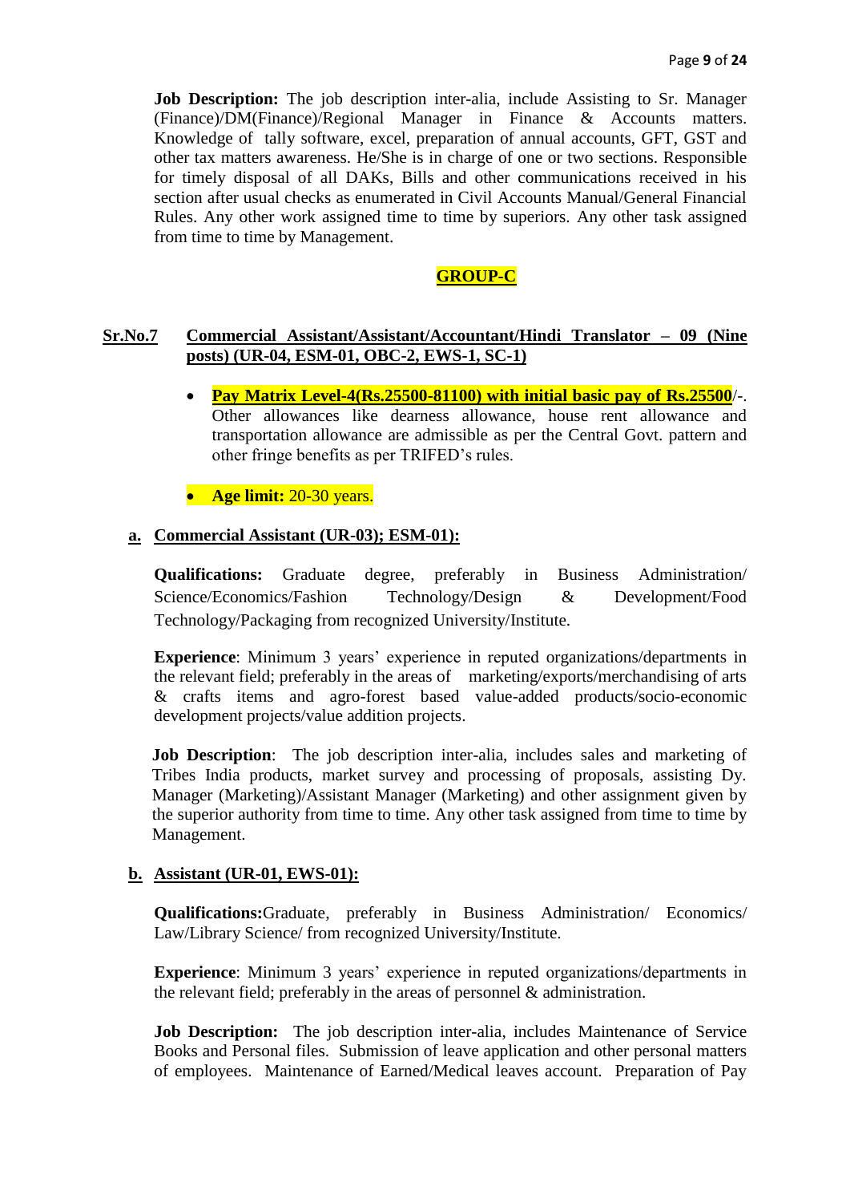**Job Description:** The job description inter-alia, include Assisting to Sr. Manager (Finance)/DM(Finance)/Regional Manager in Finance & Accounts matters. Knowledge of tally software, excel, preparation of annual accounts, GFT, GST and other tax matters awareness. He/She is in charge of one or two sections. Responsible for timely disposal of all DAKs, Bills and other communications received in his section after usual checks as enumerated in Civil Accounts Manual/General Financial Rules. Any other work assigned time to time by superiors. Any other task assigned from time to time by Management.

## GROUP-C

### Sr.No.7 Commercial Assistant/Assistant/Accountant/Hindi Translator – 09 (Nine posts) (UR-04, ESM-01, OBC-2, EWS-1, SC-1)

- **Pay Matrix Level-4(Rs.25500-81100) with initial basic pay of Rs.25500**/-. Other allowances like dearness allowance, house rent allowance and transportation allowance are admissible as per the Central Govt. pattern and other fringe benefits as per TRIFED's rules.

- **Age limit:** 20-30 years.

#### a. Commercial Assistant (UR-03); ESM-01):

**Qualifications:** Graduate degree, preferably in Business Administration/ Science/Economics/Fashion Technology/Design & Development/Food Technology/Packaging from recognized University/Institute.

**Experience**: Minimum 3 years' experience in reputed organizations/departments in the relevant field; preferably in the areas of marketing/exports/merchandising of arts & crafts items and agro-forest based value-added products/socio-economic development projects/value addition projects.

**Job Description**: The job description inter-alia, includes sales and marketing of Tribes India products, market survey and processing of proposals, assisting Dy. Manager (Marketing)/Assistant Manager (Marketing) and other assignment given by the superior authority from time to time. Any other task assigned from time to time by Management.

#### b. Assistant (UR-01, EWS-01):

**Qualifications:**Graduate, preferably in Business Administration/ Economics/ Law/Library Science/ from recognized University/Institute.

**Experience**: Minimum 3 years' experience in reputed organizations/departments in the relevant field; preferably in the areas of personnel & administration.

**Job Description:** The job description inter-alia, includes Maintenance of Service Books and Personal files. Submission of leave application and other personal matters of employees. Maintenance of Earned/Medical leaves account. Preparation of Pay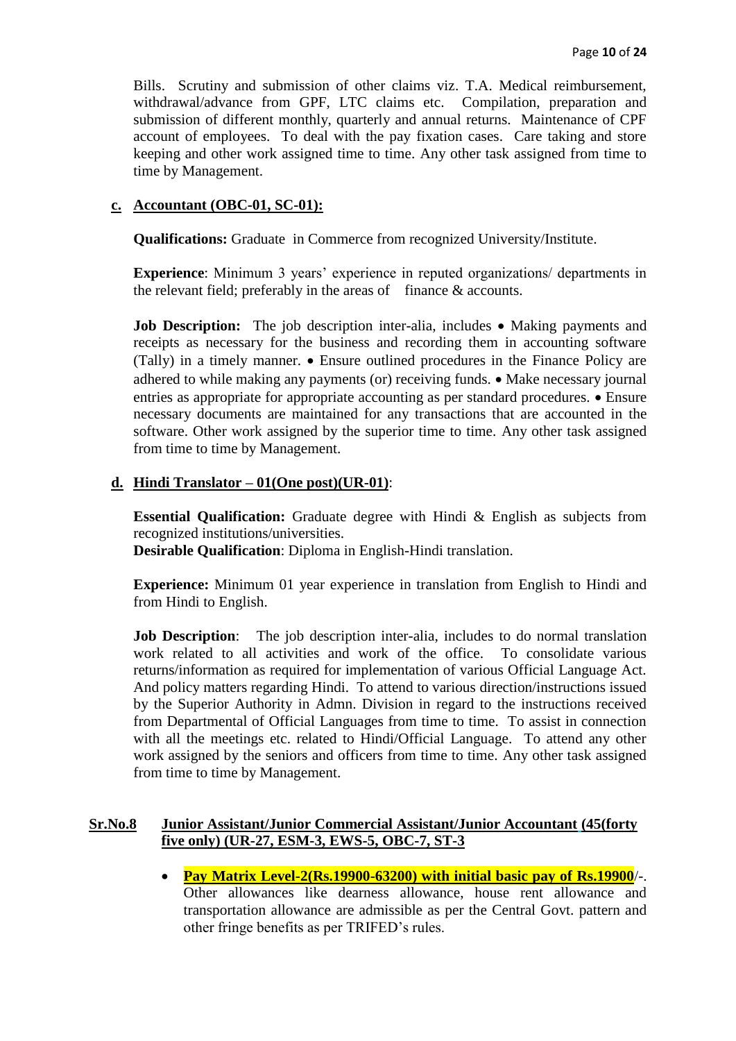Bills. Scrutiny and submission of other claims viz. T.A. Medical reimbursement, withdrawal/advance from GPF, LTC claims etc. Compilation, preparation and submission of different monthly, quarterly and annual returns. Maintenance of CPF account of employees. To deal with the pay fixation cases. Care taking and store keeping and other work assigned time to time. Any other task assigned from time to time by Management.

**c. Accountant (OBC-01, SC-01):**

**Qualifications:** Graduate in Commerce from recognized University/Institute.

**Experience**: Minimum 3 years' experience in reputed organizations/ departments in the relevant field; preferably in the areas of finance & accounts.

**Job Description:** The job description inter-alia, includes • Making payments and receipts as necessary for the business and recording them in accounting software (Tally) in a timely manner. • Ensure outlined procedures in the Finance Policy are adhered to while making any payments (or) receiving funds. • Make necessary journal entries as appropriate for appropriate accounting as per standard procedures. • Ensure necessary documents are maintained for any transactions that are accounted in the software. Other work assigned by the superior time to time. Any other task assigned from time to time by Management.

**d. Hindi Translator – 01(One post)(UR-01)**:

**Essential Qualification:** Graduate degree with Hindi & English as subjects from recognized institutions/universities.
**Desirable Qualification**: Diploma in English-Hindi translation.

**Experience:** Minimum 01 year experience in translation from English to Hindi and from Hindi to English.

**Job Description**: The job description inter-alia, includes to do normal translation work related to all activities and work of the office. To consolidate various returns/information as required for implementation of various Official Language Act. And policy matters regarding Hindi. To attend to various direction/instructions issued by the Superior Authority in Admn. Division in regard to the instructions received from Departmental of Official Languages from time to time. To assist in connection with all the meetings etc. related to Hindi/Official Language. To attend any other work assigned by the seniors and officers from time to time. Any other task assigned from time to time by Management.

**Sr.No.8 Junior Assistant/Junior Commercial Assistant/Junior Accountant (45(forty five only) (UR-27, ESM-3, EWS-5, OBC-7, ST-3**

- **Pay Matrix Level-2(Rs.19900-63200) with initial basic pay of Rs.19900**/-. Other allowances like dearness allowance, house rent allowance and transportation allowance are admissible as per the Central Govt. pattern and other fringe benefits as per TRIFED's rules.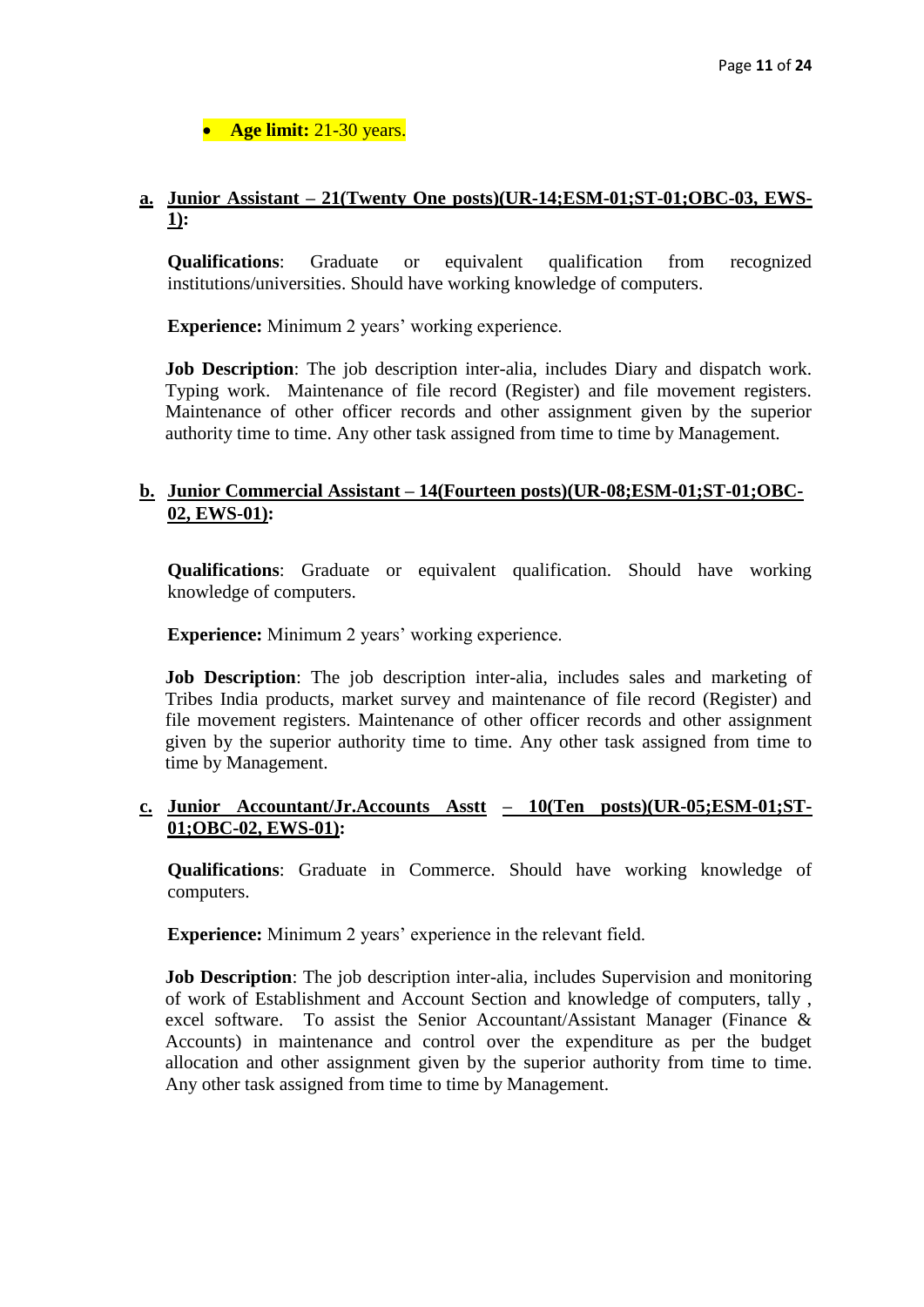- **Age limit:** 21-30 years.

**a. Junior Assistant – 21(Twenty One posts)(UR-14;ESM-01;ST-01;OBC-03, EWS-1):**

**Qualifications**: Graduate or equivalent qualification from recognized institutions/universities. Should have working knowledge of computers.

**Experience:** Minimum 2 years' working experience.

**Job Description**: The job description inter-alia, includes Diary and dispatch work. Typing work. Maintenance of file record (Register) and file movement registers. Maintenance of other officer records and other assignment given by the superior authority time to time. Any other task assigned from time to time by Management.

**b. Junior Commercial Assistant – 14(Fourteen posts)(UR-08;ESM-01;ST-01;OBC-02, EWS-01):**

**Qualifications**: Graduate or equivalent qualification. Should have working knowledge of computers.

**Experience:** Minimum 2 years' working experience.

**Job Description**: The job description inter-alia, includes sales and marketing of Tribes India products, market survey and maintenance of file record (Register) and file movement registers. Maintenance of other officer records and other assignment given by the superior authority time to time. Any other task assigned from time to time by Management.

**c. Junior Accountant/Jr.Accounts Asstt – 10(Ten posts)(UR-05;ESM-01;ST-01;OBC-02, EWS-01):**

**Qualifications**: Graduate in Commerce. Should have working knowledge of computers.

**Experience:** Minimum 2 years' experience in the relevant field.

**Job Description**: The job description inter-alia, includes Supervision and monitoring of work of Establishment and Account Section and knowledge of computers, tally , excel software. To assist the Senior Accountant/Assistant Manager (Finance & Accounts) in maintenance and control over the expenditure as per the budget allocation and other assignment given by the superior authority from time to time. Any other task assigned from time to time by Management.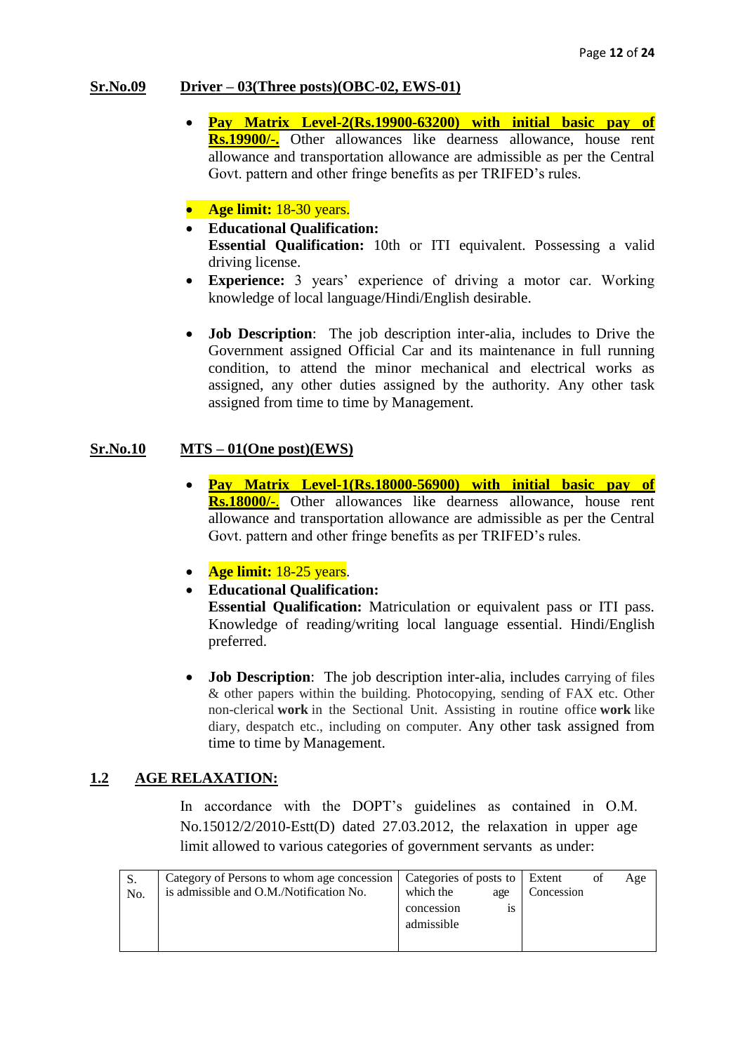**Sr.No.09 Driver – 03(Three posts)(OBC-02, EWS-01)**

- **Pay Matrix Level-2(Rs.19900-63200) with initial basic pay of Rs.19900/-.** Other allowances like dearness allowance, house rent allowance and transportation allowance are admissible as per the Central Govt. pattern and other fringe benefits as per TRIFED's rules.

- **Age limit:** 18-30 years.
- **Educational Qualification:**
  **Essential Qualification:** 10th or ITI equivalent. Possessing a valid driving license.
- **Experience:** 3 years' experience of driving a motor car. Working knowledge of local language/Hindi/English desirable.

- **Job Description**: The job description inter-alia, includes to Drive the Government assigned Official Car and its maintenance in full running condition, to attend the minor mechanical and electrical works as assigned, any other duties assigned by the authority. Any other task assigned from time to time by Management.

**Sr.No.10 MTS – 01(One post)(EWS)**

- **Pay Matrix Level-1(Rs.18000-56900) with initial basic pay of Rs.18000/-.** Other allowances like dearness allowance, house rent allowance and transportation allowance are admissible as per the Central Govt. pattern and other fringe benefits as per TRIFED's rules.

- **Age limit:** 18-25 years.
- **Educational Qualification:**
  **Essential Qualification:** Matriculation or equivalent pass or ITI pass. Knowledge of reading/writing local language essential. Hindi/English preferred.

- **Job Description**: The job description inter-alia, includes carrying of files & other papers within the building. Photocopying, sending of FAX etc. Other non-clerical **work** in the Sectional Unit. Assisting in routine office **work** like diary, despatch etc., including on computer. Any other task assigned from time to time by Management.

## 1.2 AGE RELAXATION:

In accordance with the DOPT's guidelines as contained in O.M. No.15012/2/2010-Estt(D) dated 27.03.2012, the relaxation in upper age limit allowed to various categories of government servants as under:

| S. No. | Category of Persons to whom age concession is admissible and O.M./Notification No. | Categories of posts to which the age concession is admissible | Extent of Age Concession |
|---|---|---|---|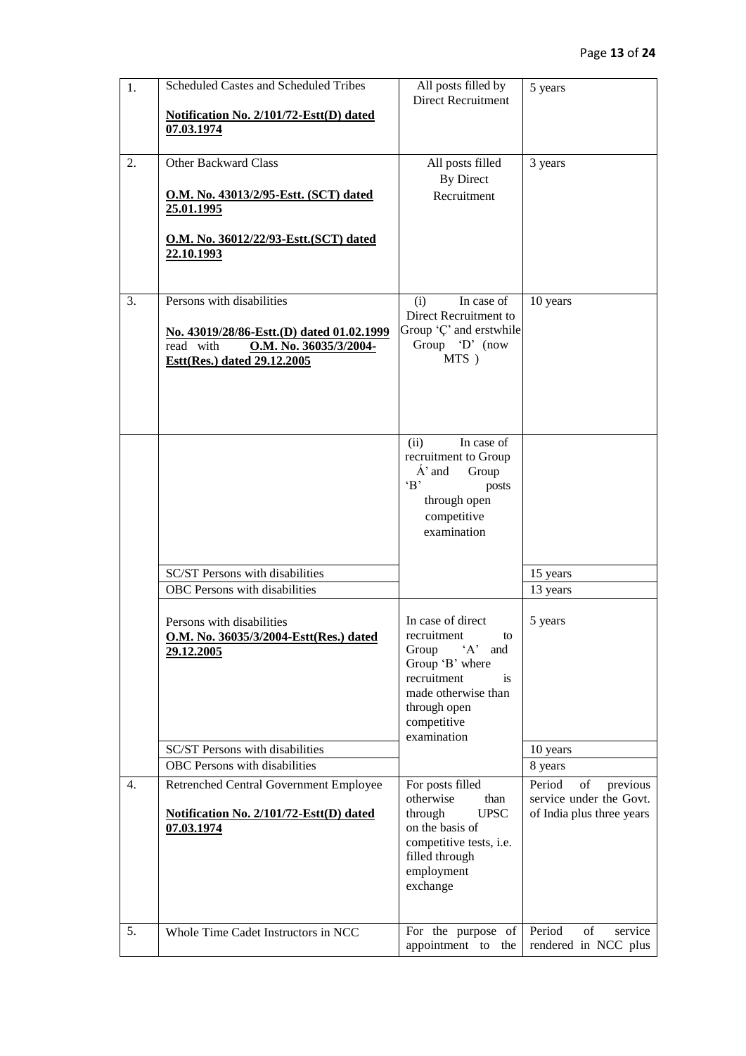| 1. | Scheduled Castes and Scheduled Tribes<br><br>**Notification No. 2/101/72-Estt(D) dated 07.03.1974** | All posts filled by Direct Recruitment | 5 years |
|---|---|---|---|
| 2. | Other Backward Class<br><br>**O.M. No. 43013/2/95-Estt. (SCT) dated 25.01.1995**<br><br>**O.M. No. 36012/22/93-Estt.(SCT) dated 22.10.1993** | All posts filled By Direct Recruitment | 3 years |
| 3. | Persons with disabilities<br><br>**No. 43019/28/86-Estt.(D) dated 01.02.1999** read with **O.M. No. 36035/3/2004-Estt(Res.) dated 29.12.2005** | (i) In case of Direct Recruitment to Group 'Ç' and erstwhile Group 'D' (now MTS ) | 10 years |
| | | (ii) In case of recruitment to Group Á' and Group 'B' posts through open competitive examination | |
| | SC/ST Persons with disabilities | | 15 years |
| | OBC Persons with disabilities | | 13 years |
| | Persons with disabilities<br>**O.M. No. 36035/3/2004-Estt(Res.) dated 29.12.2005** | In case of direct recruitment to Group 'A' and Group 'B' where recruitment is made otherwise than through open competitive examination | 5 years |
| | SC/ST Persons with disabilities | | 10 years |
| | OBC Persons with disabilities | | 8 years |
| 4. | Retrenched Central Government Employee<br><br>**Notification No. 2/101/72-Estt(D) dated 07.03.1974** | For posts filled otherwise than through UPSC on the basis of competitive tests, i.e. filled through employment exchange | Period of previous service under the Govt. of India plus three years |
| 5. | Whole Time Cadet Instructors in NCC | For the purpose of appointment to the | Period of service rendered in NCC plus |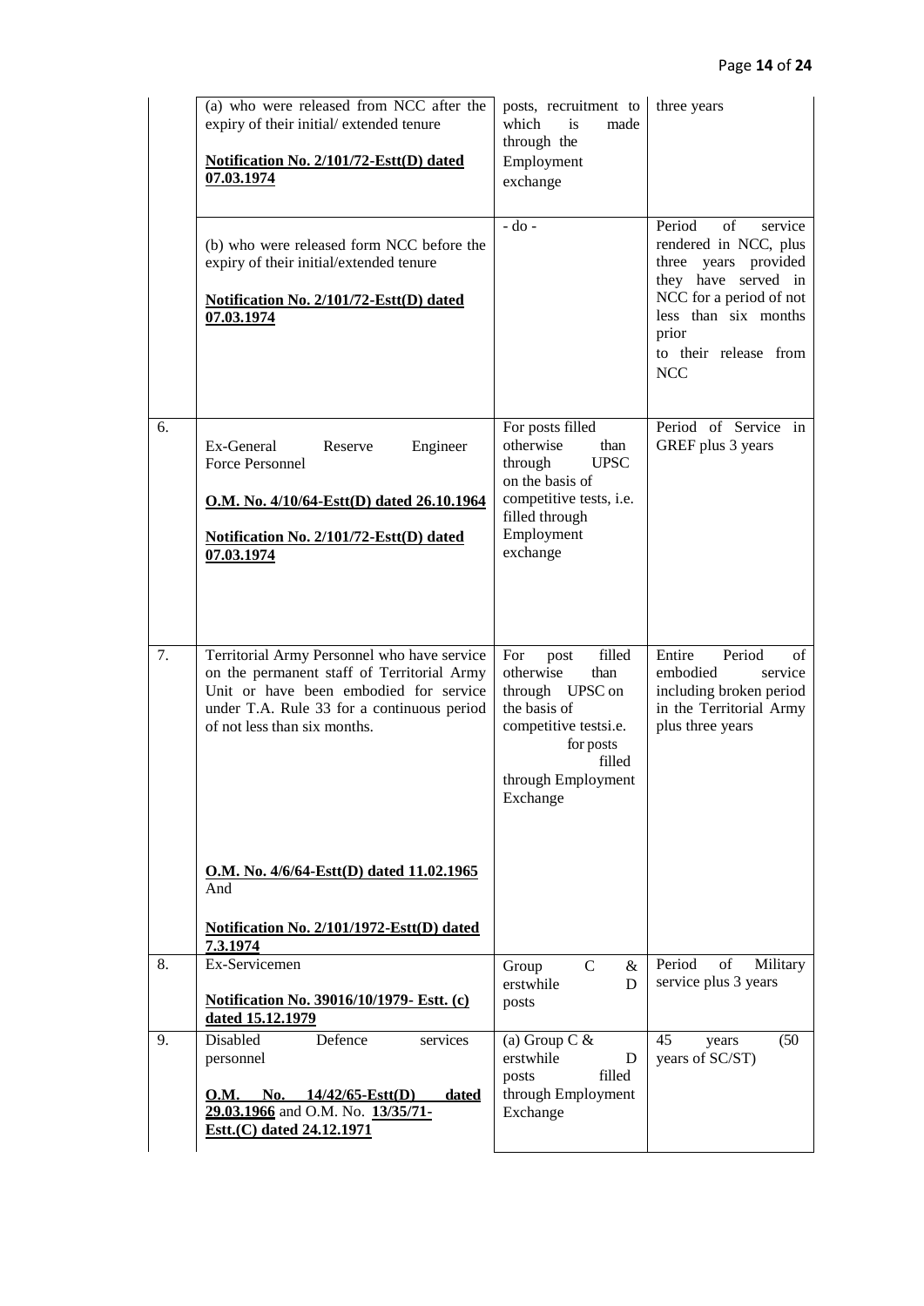| | | | |
|---|---|---|---|
| | (a) who were released from NCC after the expiry of their initial/ extended tenure<br><br>**Notification No. 2/101/72-Estt(D) dated 07.03.1974** | posts, recruitment to which is made through the Employment exchange | three years |
| | (b) who were released form NCC before the expiry of their initial/extended tenure<br><br>**Notification No. 2/101/72-Estt(D) dated 07.03.1974** | - do - | Period of service rendered in NCC, plus three years provided they have served in NCC for a period of not less than six months prior to their release from NCC |
| 6. | Ex-General Reserve Engineer Force Personnel<br><br>**O.M. No. 4/10/64-Estt(D) dated 26.10.1964**<br><br>**Notification No. 2/101/72-Estt(D) dated 07.03.1974** | For posts filled otherwise than through UPSC on the basis of competitive tests, i.e. filled through Employment exchange | Period of Service in GREF plus 3 years |
| 7. | Territorial Army Personnel who have service on the permanent staff of Territorial Army Unit or have been embodied for service under T.A. Rule 33 for a continuous period of not less than six months.<br><br>**O.M. No. 4/6/64-Estt(D) dated 11.02.1965**<br>And<br><br>**Notification No. 2/101/1972-Estt(D) dated 7.3.1974** | For post filled otherwise than through UPSC on the basis of competitive testsi.e. for posts filled through Employment Exchange | Entire Period of embodied service including broken period in the Territorial Army plus three years |
| 8. | Ex-Servicemen<br><br>**Notification No. 39016/10/1979- Estt. (c) dated 15.12.1979** | Group C & erstwhile D posts | Period of Military service plus 3 years |
| 9. | Disabled Defence services personnel<br><br>**O.M. No. 14/42/65-Estt(D) dated 29.03.1966** and O.M. No. **13/35/71-Estt.(C) dated 24.12.1971** | (a) Group C & erstwhile D posts filled through Employment Exchange | 45 years (50 years of SC/ST) |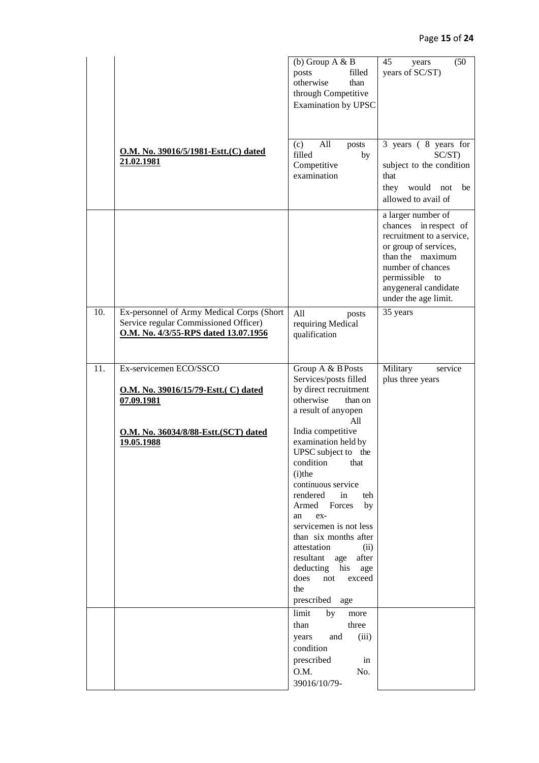| | | | |
|---|---|---|---|
| | | (b) Group A & B posts filled otherwise than through Competitive Examination by UPSC | 45 years (50 years of SC/ST) |
| | **O.M. No. 39016/5/1981-Estt.(C) dated 21.02.1981** | (c) All posts filled by Competitive examination | 3 years ( 8 years for SC/ST) subject to the condition that they would not be allowed to avail of |
| | | | a larger number of chances in respect of recruitment to a service, or group of services, than the maximum number of chances permissible to anygeneral candidate under the age limit. |
| 10. | Ex-personnel of Army Medical Corps (Short Service regular Commissioned Officer) **O.M. No. 4/3/55-RPS dated 13.07.1956** | All posts requiring Medical qualification | 35 years |
| 11. | Ex-servicemen ECO/SSCO<br><br>**O.M. No. 39016/15/79-Estt.( C) dated 07.09.1981**<br><br>**O.M. No. 36034/8/88-Estt.(SCT) dated 19.05.1988** | Group A & B Posts Services/posts filled by direct recruitment otherwise than on a result of anyopen All India competitive examination held by UPSC subject to the condition that (i)the continuous service rendered in teh Armed Forces by an ex-servicemen is not less than six months after attestation (ii) resultant age after deducting his age does not exceed the prescribed age | Military service plus three years |
| | | limit by more than three years and (iii) condition prescribed in O.M. No. 39016/10/79- | |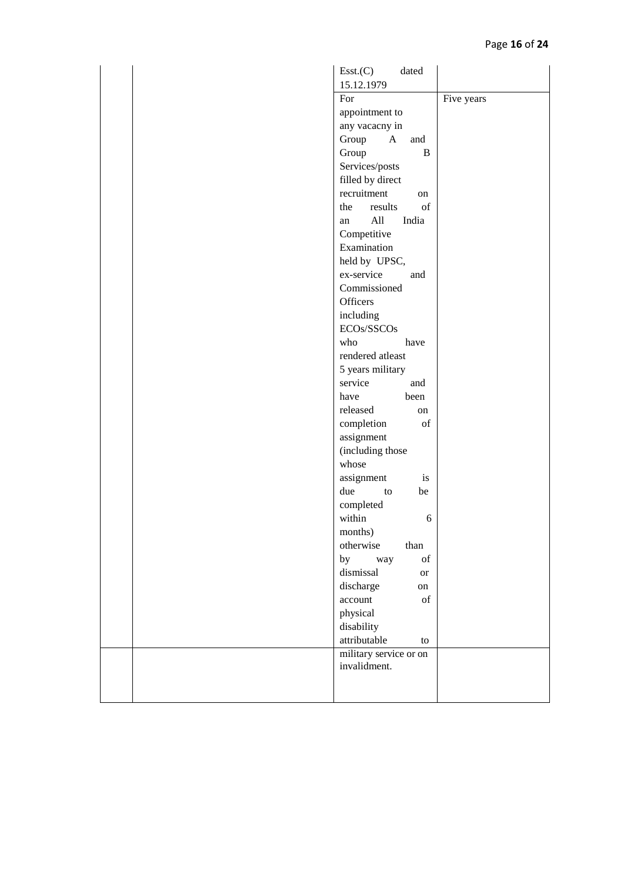| | | | |
|---|---|---|---|
| | | Esst.(C) dated 15.12.1979 | |
| | | For appointment to any vacacny in Group A and Group B Services/posts filled by direct recruitment on the results of an All India Competitive Examination held by UPSC, ex-service and Commissioned Officers including ECOs/SSCOs who have rendered atleast 5 years military service and have been released on completion of assignment (including those whose assignment is due to be completed within 6 months) otherwise than by way of dismissal or discharge on account of physical disability attributable to | Five years |
| | | military service or on invalidment. | |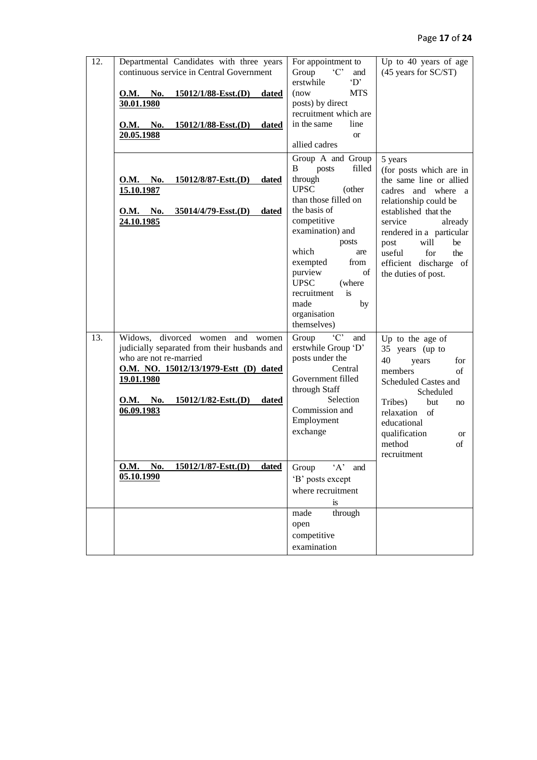| 12. | Departmental Candidates with three years continuous service in Central Government<br><br>**O.M. No. 15012/1/88-Esst.(D) dated 30.01.1980**<br><br>**O.M. No. 15012/1/88-Esst.(D) dated 20.05.1988** | For appointment to Group 'C' and erstwhile 'D' (now MTS posts) by direct recruitment which are in the same line or allied cadres | Up to 40 years of age (45 years for SC/ST) |
|---|---|---|---|
| | **O.M. No. 15012/8/87-Estt.(D) dated 15.10.1987**<br><br>**O.M. No. 35014/4/79-Esst.(D) dated 24.10.1985** | Group A and Group B posts filled through UPSC (other than those filled on the basis of competitive examination) and posts which are exempted from purview of UPSC (where recruitment is made by organisation themselves) | 5 years (for posts which are in the same line or allied cadres and where a relationship could be established that the service already rendered in a particular post will be useful for the efficient discharge of the duties of post. |
| 13. | Widows, divorced women and women judicially separated from their husbands and who are not re-married<br>**O.M. NO. 15012/13/1979-Estt (D) dated 19.01.1980**<br><br>**O.M. No. 15012/1/82-Estt.(D) dated 06.09.1983** | Group 'C' and erstwhile Group 'D' posts under the Central Government filled through Staff Selection Commission and Employment exchange | Up to the age of 35 years (up to 40 years for members of Scheduled Castes and Scheduled Tribes) but no relaxation of educational qualification or method of recruitment |
| | **O.M. No. 15012/1/87-Estt.(D) dated 05.10.1990** | Group 'A' and 'B' posts except where recruitment is made through open competitive examination | |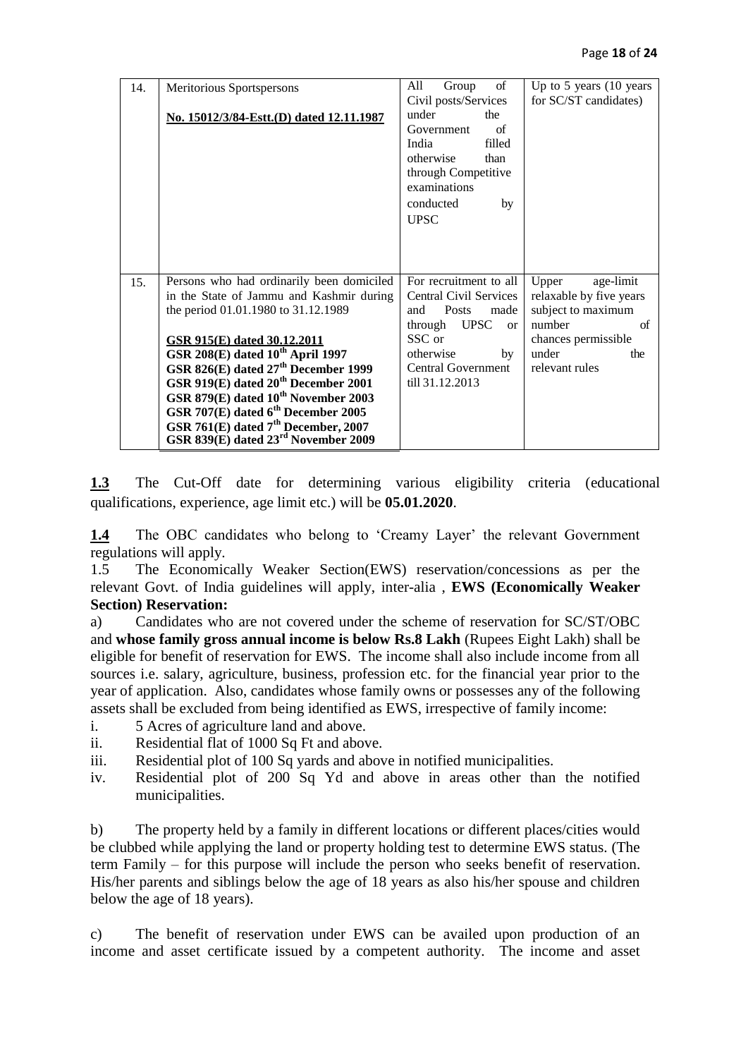| | | | |
|---|---|---|---|
| 14. | Meritorious Sportspersons<br><br>**No. 15012/3/84-Estt.(D) dated 12.11.1987** | All Group of Civil posts/Services under the Government of India filled otherwise than through Competitive examinations conducted by UPSC | Up to 5 years (10 years for SC/ST candidates) |
| 15. | Persons who had ordinarily been domiciled in the State of Jammu and Kashmir during the period 01.01.1980 to 31.12.1989<br><br>**GSR 915(E) dated 30.12.2011**<br>**GSR 208(E) dated 10th April 1997**<br>**GSR 826(E) dated 27th December 1999**<br>**GSR 919(E) dated 20th December 2001**<br>**GSR 879(E) dated 10th November 2003**<br>**GSR 707(E) dated 6th December 2005**<br>**GSR 761(E) dated 7th December, 2007**<br>**GSR 839(E) dated 23rd November 2009** | For recruitment to all Central Civil Services and Posts made through UPSC or SSC or otherwise by Central Government till 31.12.2013 | Upper age-limit relaxable by five years subject to maximum number of chances permissible under the relevant rules |

**1.3** The Cut-Off date for determining various eligibility criteria (educational qualifications, experience, age limit etc.) will be **05.01.2020**.

**1.4** The OBC candidates who belong to 'Creamy Layer' the relevant Government regulations will apply.

1.5 The Economically Weaker Section(EWS) reservation/concessions as per the relevant Govt. of India guidelines will apply, inter-alia , **EWS (Economically Weaker Section) Reservation:**

a) Candidates who are not covered under the scheme of reservation for SC/ST/OBC and **whose family gross annual income is below Rs.8 Lakh** (Rupees Eight Lakh) shall be eligible for benefit of reservation for EWS. The income shall also include income from all sources i.e. salary, agriculture, business, profession etc. for the financial year prior to the year of application. Also, candidates whose family owns or possesses any of the following assets shall be excluded from being identified as EWS, irrespective of family income:

i. 5 Acres of agriculture land and above.
ii. Residential flat of 1000 Sq Ft and above.
iii. Residential plot of 100 Sq yards and above in notified municipalities.
iv. Residential plot of 200 Sq Yd and above in areas other than the notified municipalities.

b) The property held by a family in different locations or different places/cities would be clubbed while applying the land or property holding test to determine EWS status. (The term Family – for this purpose will include the person who seeks benefit of reservation. His/her parents and siblings below the age of 18 years as also his/her spouse and children below the age of 18 years).

c) The benefit of reservation under EWS can be availed upon production of an income and asset certificate issued by a competent authority. The income and asset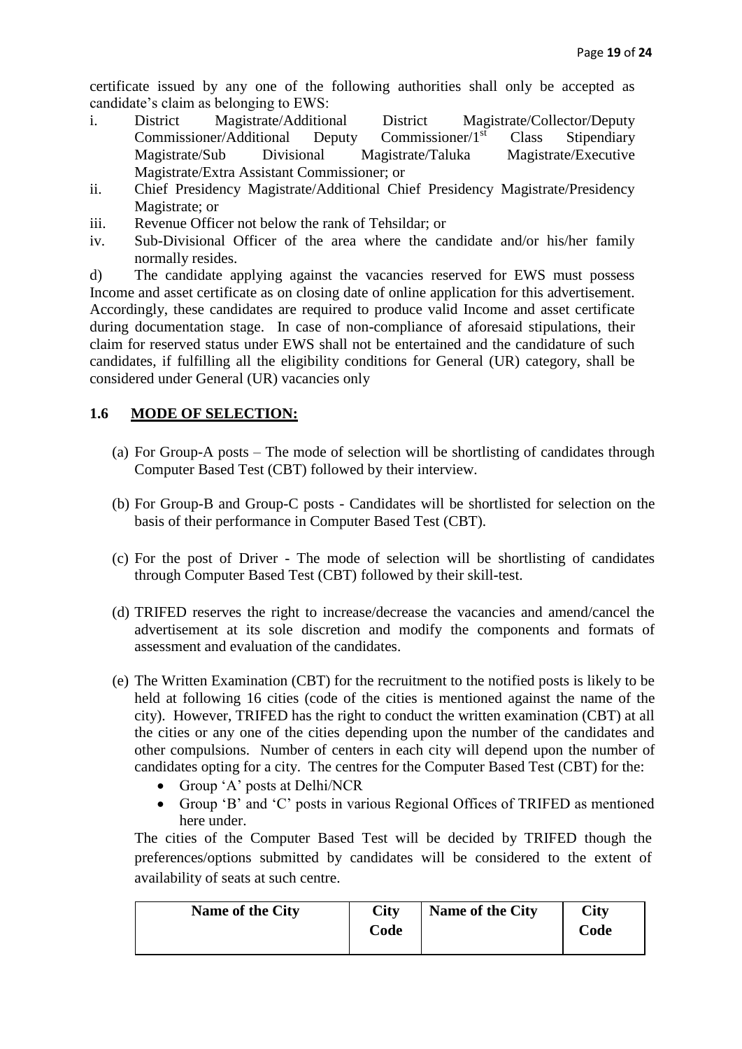certificate issued by any one of the following authorities shall only be accepted as candidate's claim as belonging to EWS:

i. District Magistrate/Additional District Magistrate/Collector/Deputy Commissioner/Additional Deputy Commissioner/1st Class Stipendiary Magistrate/Sub Divisional Magistrate/Taluka Magistrate/Executive Magistrate/Extra Assistant Commissioner; or
ii. Chief Presidency Magistrate/Additional Chief Presidency Magistrate/Presidency Magistrate; or
iii. Revenue Officer not below the rank of Tehsildar; or
iv. Sub-Divisional Officer of the area where the candidate and/or his/her family normally resides.

d) The candidate applying against the vacancies reserved for EWS must possess Income and asset certificate as on closing date of online application for this advertisement. Accordingly, these candidates are required to produce valid Income and asset certificate during documentation stage. In case of non-compliance of aforesaid stipulations, their claim for reserved status under EWS shall not be entertained and the candidature of such candidates, if fulfilling all the eligibility conditions for General (UR) category, shall be considered under General (UR) vacancies only

## 1.6 MODE OF SELECTION:

(a) For Group-A posts – The mode of selection will be shortlisting of candidates through Computer Based Test (CBT) followed by their interview.

(b) For Group-B and Group-C posts - Candidates will be shortlisted for selection on the basis of their performance in Computer Based Test (CBT).

(c) For the post of Driver - The mode of selection will be shortlisting of candidates through Computer Based Test (CBT) followed by their skill-test.

(d) TRIFED reserves the right to increase/decrease the vacancies and amend/cancel the advertisement at its sole discretion and modify the components and formats of assessment and evaluation of the candidates.

(e) The Written Examination (CBT) for the recruitment to the notified posts is likely to be held at following 16 cities (code of the cities is mentioned against the name of the city). However, TRIFED has the right to conduct the written examination (CBT) at all the cities or any one of the cities depending upon the number of the candidates and other compulsions. Number of centers in each city will depend upon the number of candidates opting for a city. The centres for the Computer Based Test (CBT) for the:

- Group 'A' posts at Delhi/NCR
- Group 'B' and 'C' posts in various Regional Offices of TRIFED as mentioned here under.

The cities of the Computer Based Test will be decided by TRIFED though the preferences/options submitted by candidates will be considered to the extent of availability of seats at such centre.

| Name of the City | City Code | Name of the City | City Code |
|---|---|---|---|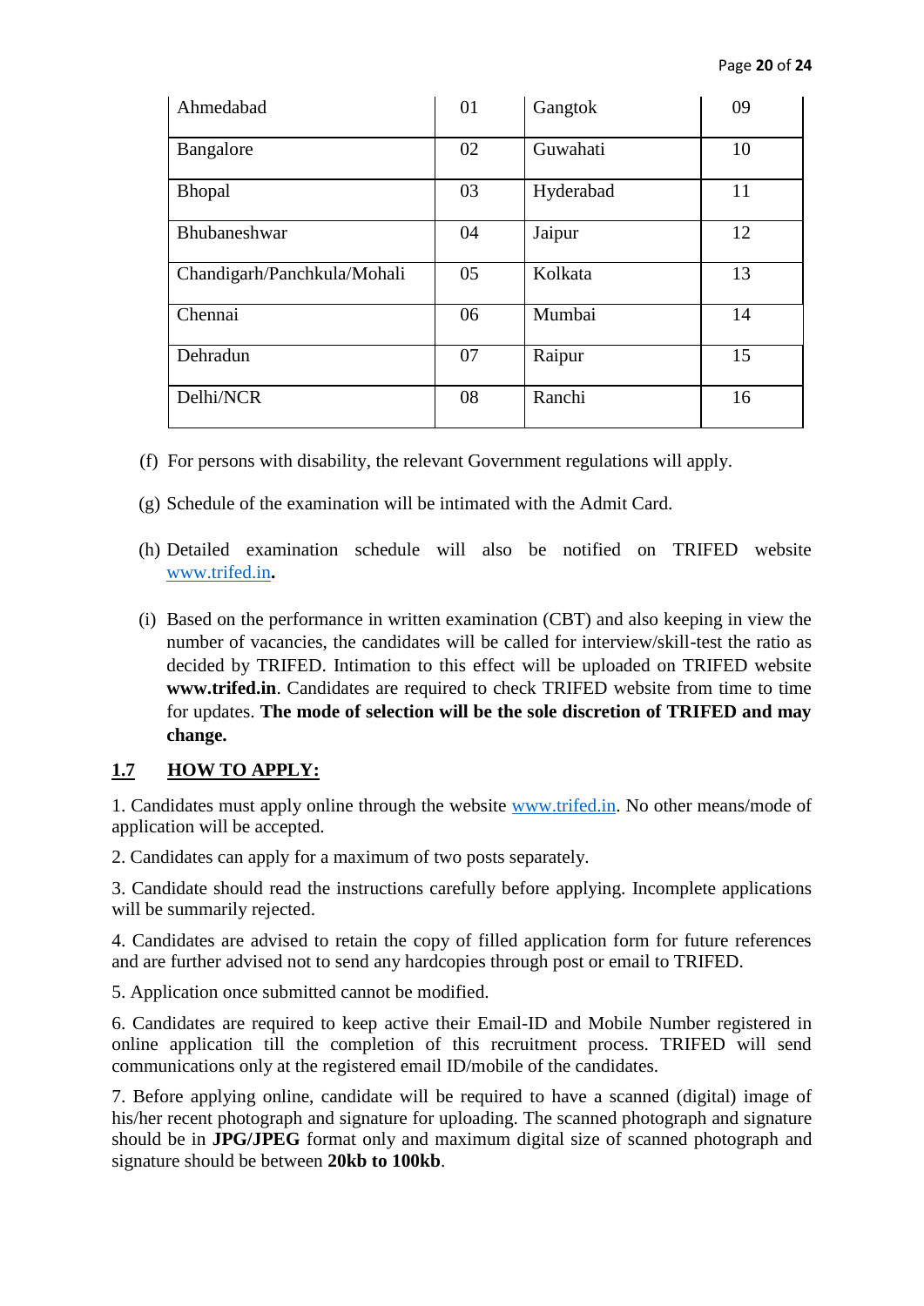| Ahmedabad | 01 | Gangtok | 09 |
|---|---|---|---|
| Bangalore | 02 | Guwahati | 10 |
| Bhopal | 03 | Hyderabad | 11 |
| Bhubaneshwar | 04 | Jaipur | 12 |
| Chandigarh/Panchkula/Mohali | 05 | Kolkata | 13 |
| Chennai | 06 | Mumbai | 14 |
| Dehradun | 07 | Raipur | 15 |
| Delhi/NCR | 08 | Ranchi | 16 |

(f) For persons with disability, the relevant Government regulations will apply.

(g) Schedule of the examination will be intimated with the Admit Card.

(h) Detailed examination schedule will also be notified on TRIFED website www.trifed.in**.**

(i) Based on the performance in written examination (CBT) and also keeping in view the number of vacancies, the candidates will be called for interview/skill-test the ratio as decided by TRIFED. Intimation to this effect will be uploaded on TRIFED website **www.trifed.in**. Candidates are required to check TRIFED website from time to time for updates. **The mode of selection will be the sole discretion of TRIFED and may change.**

## 1.7 HOW TO APPLY:

1. Candidates must apply online through the website www.trifed.in. No other means/mode of application will be accepted.

2. Candidates can apply for a maximum of two posts separately.

3. Candidate should read the instructions carefully before applying. Incomplete applications will be summarily rejected.

4. Candidates are advised to retain the copy of filled application form for future references and are further advised not to send any hardcopies through post or email to TRIFED.

5. Application once submitted cannot be modified.

6. Candidates are required to keep active their Email-ID and Mobile Number registered in online application till the completion of this recruitment process. TRIFED will send communications only at the registered email ID/mobile of the candidates.

7. Before applying online, candidate will be required to have a scanned (digital) image of his/her recent photograph and signature for uploading. The scanned photograph and signature should be in **JPG/JPEG** format only and maximum digital size of scanned photograph and signature should be between **20kb to 100kb**.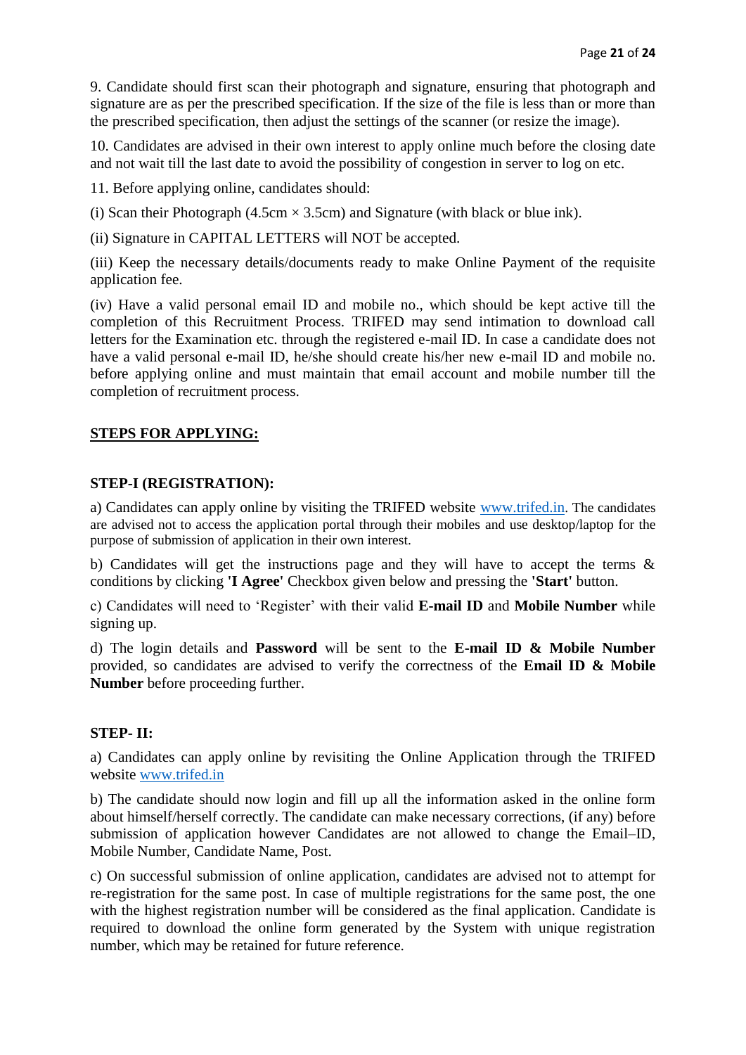9. Candidate should first scan their photograph and signature, ensuring that photograph and signature are as per the prescribed specification. If the size of the file is less than or more than the prescribed specification, then adjust the settings of the scanner (or resize the image).

10. Candidates are advised in their own interest to apply online much before the closing date and not wait till the last date to avoid the possibility of congestion in server to log on etc.

11. Before applying online, candidates should:

(i) Scan their Photograph (4.5cm × 3.5cm) and Signature (with black or blue ink).

(ii) Signature in CAPITAL LETTERS will NOT be accepted.

(iii) Keep the necessary details/documents ready to make Online Payment of the requisite application fee.

(iv) Have a valid personal email ID and mobile no., which should be kept active till the completion of this Recruitment Process. TRIFED may send intimation to download call letters for the Examination etc. through the registered e-mail ID. In case a candidate does not have a valid personal e-mail ID, he/she should create his/her new e-mail ID and mobile no. before applying online and must maintain that email account and mobile number till the completion of recruitment process.

## STEPS FOR APPLYING:

### STEP-I (REGISTRATION):

a) Candidates can apply online by visiting the TRIFED website www.trifed.in. The candidates are advised not to access the application portal through their mobiles and use desktop/laptop for the purpose of submission of application in their own interest.

b) Candidates will get the instructions page and they will have to accept the terms & conditions by clicking **'I Agree'** Checkbox given below and pressing the **'Start'** button.

c) Candidates will need to 'Register' with their valid **E-mail ID** and **Mobile Number** while signing up.

d) The login details and **Password** will be sent to the **E-mail ID & Mobile Number** provided, so candidates are advised to verify the correctness of the **Email ID & Mobile Number** before proceeding further.

### STEP- II:

a) Candidates can apply online by revisiting the Online Application through the TRIFED website www.trifed.in

b) The candidate should now login and fill up all the information asked in the online form about himself/herself correctly. The candidate can make necessary corrections, (if any) before submission of application however Candidates are not allowed to change the Email–ID, Mobile Number, Candidate Name, Post.

c) On successful submission of online application, candidates are advised not to attempt for re-registration for the same post. In case of multiple registrations for the same post, the one with the highest registration number will be considered as the final application. Candidate is required to download the online form generated by the System with unique registration number, which may be retained for future reference.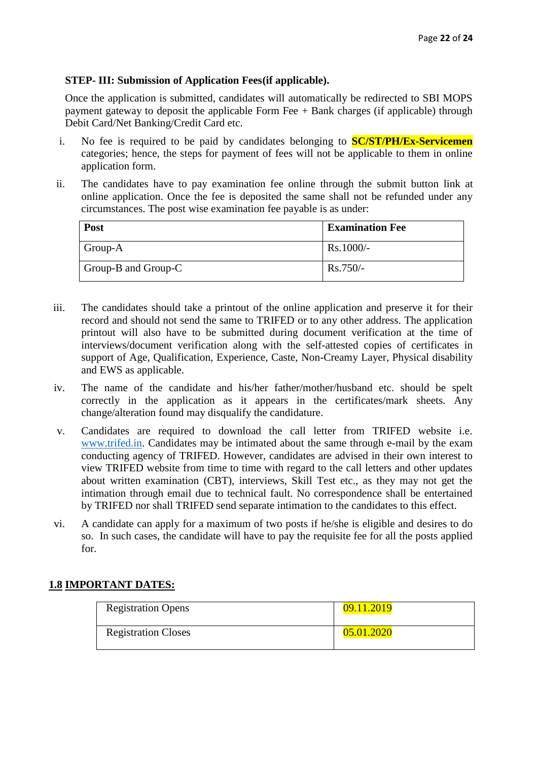**STEP- III: Submission of Application Fees(if applicable).**

Once the application is submitted, candidates will automatically be redirected to SBI MOPS payment gateway to deposit the applicable Form Fee + Bank charges (if applicable) through Debit Card/Net Banking/Credit Card etc.

i. No fee is required to be paid by candidates belonging to **SC/ST/PH/Ex-Servicemen** categories; hence, the steps for payment of fees will not be applicable to them in online application form.

ii. The candidates have to pay examination fee online through the submit button link at online application. Once the fee is deposited the same shall not be refunded under any circumstances. The post wise examination fee payable is as under:

| **Post** | **Examination Fee** |
|---|---|
| Group-A | Rs.1000/- |
| Group-B and Group-C | Rs.750/- |

iii. The candidates should take a printout of the online application and preserve it for their record and should not send the same to TRIFED or to any other address. The application printout will also have to be submitted during document verification at the time of interviews/document verification along with the self-attested copies of certificates in support of Age, Qualification, Experience, Caste, Non-Creamy Layer, Physical disability and EWS as applicable.

iv. The name of the candidate and his/her father/mother/husband etc. should be spelt correctly in the application as it appears in the certificates/mark sheets. Any change/alteration found may disqualify the candidature.

v. Candidates are required to download the call letter from TRIFED website i.e. www.trifed.in. Candidates may be intimated about the same through e-mail by the exam conducting agency of TRIFED. However, candidates are advised in their own interest to view TRIFED website from time to time with regard to the call letters and other updates about written examination (CBT), interviews, Skill Test etc., as they may not get the intimation through email due to technical fault. No correspondence shall be entertained by TRIFED nor shall TRIFED send separate intimation to the candidates to this effect.

vi. A candidate can apply for a maximum of two posts if he/she is eligible and desires to do so. In such cases, the candidate will have to pay the requisite fee for all the posts applied for.

## 1.8 IMPORTANT DATES:

| | |
|---|---|
| Registration Opens | 09.11.2019 |
| Registration Closes | 05.01.2020 |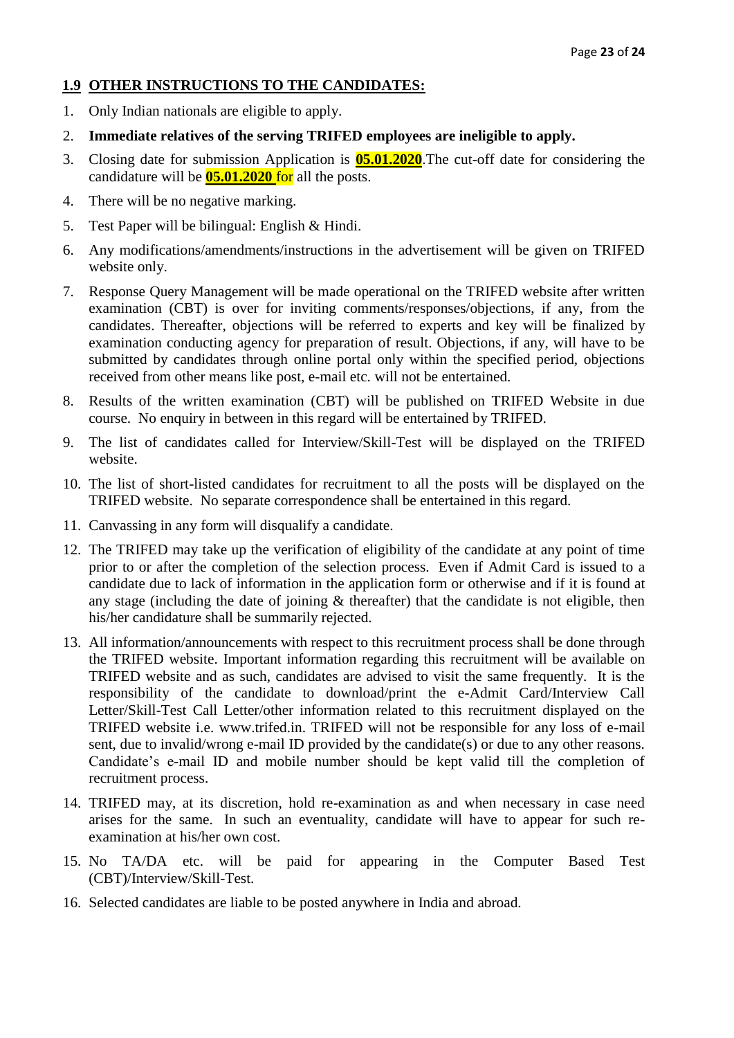## 1.9 OTHER INSTRUCTIONS TO THE CANDIDATES:

1. Only Indian nationals are eligible to apply.
2. **Immediate relatives of the serving TRIFED employees are ineligible to apply.**
3. Closing date for submission Application is **05.01.2020**.The cut-off date for considering the candidature will be **05.01.2020** for all the posts.
4. There will be no negative marking.
5. Test Paper will be bilingual: English & Hindi.
6. Any modifications/amendments/instructions in the advertisement will be given on TRIFED website only.
7. Response Query Management will be made operational on the TRIFED website after written examination (CBT) is over for inviting comments/responses/objections, if any, from the candidates. Thereafter, objections will be referred to experts and key will be finalized by examination conducting agency for preparation of result. Objections, if any, will have to be submitted by candidates through online portal only within the specified period, objections received from other means like post, e-mail etc. will not be entertained.
8. Results of the written examination (CBT) will be published on TRIFED Website in due course. No enquiry in between in this regard will be entertained by TRIFED.
9. The list of candidates called for Interview/Skill-Test will be displayed on the TRIFED website.
10. The list of short-listed candidates for recruitment to all the posts will be displayed on the TRIFED website. No separate correspondence shall be entertained in this regard.
11. Canvassing in any form will disqualify a candidate.
12. The TRIFED may take up the verification of eligibility of the candidate at any point of time prior to or after the completion of the selection process. Even if Admit Card is issued to a candidate due to lack of information in the application form or otherwise and if it is found at any stage (including the date of joining & thereafter) that the candidate is not eligible, then his/her candidature shall be summarily rejected.
13. All information/announcements with respect to this recruitment process shall be done through the TRIFED website. Important information regarding this recruitment will be available on TRIFED website and as such, candidates are advised to visit the same frequently. It is the responsibility of the candidate to download/print the e-Admit Card/Interview Call Letter/Skill-Test Call Letter/other information related to this recruitment displayed on the TRIFED website i.e. www.trifed.in. TRIFED will not be responsible for any loss of e-mail sent, due to invalid/wrong e-mail ID provided by the candidate(s) or due to any other reasons. Candidate's e-mail ID and mobile number should be kept valid till the completion of recruitment process.
14. TRIFED may, at its discretion, hold re-examination as and when necessary in case need arises for the same. In such an eventuality, candidate will have to appear for such re-examination at his/her own cost.
15. No TA/DA etc. will be paid for appearing in the Computer Based Test (CBT)/Interview/Skill-Test.
16. Selected candidates are liable to be posted anywhere in India and abroad.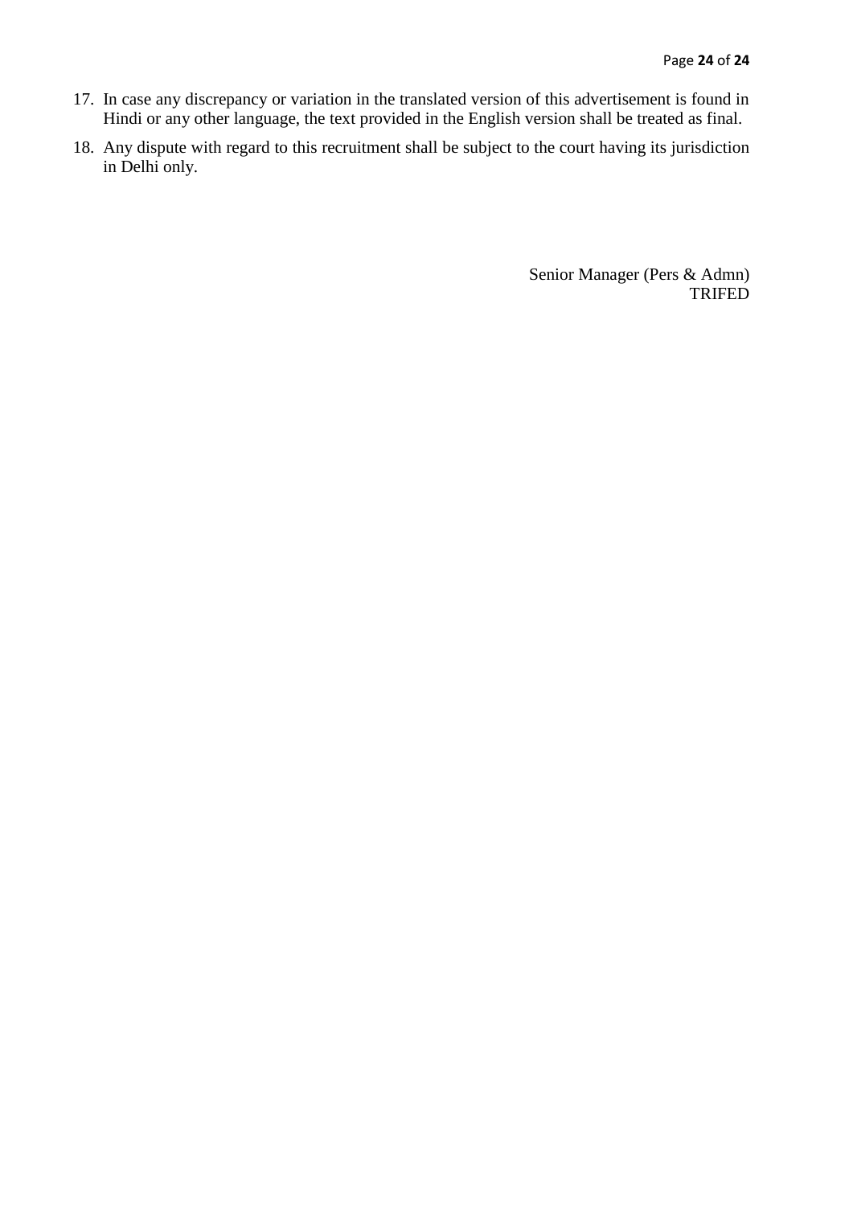17. In case any discrepancy or variation in the translated version of this advertisement is found in Hindi or any other language, the text provided in the English version shall be treated as final.
18. Any dispute with regard to this recruitment shall be subject to the court having its jurisdiction in Delhi only.

Senior Manager (Pers & Admn)
TRIFED